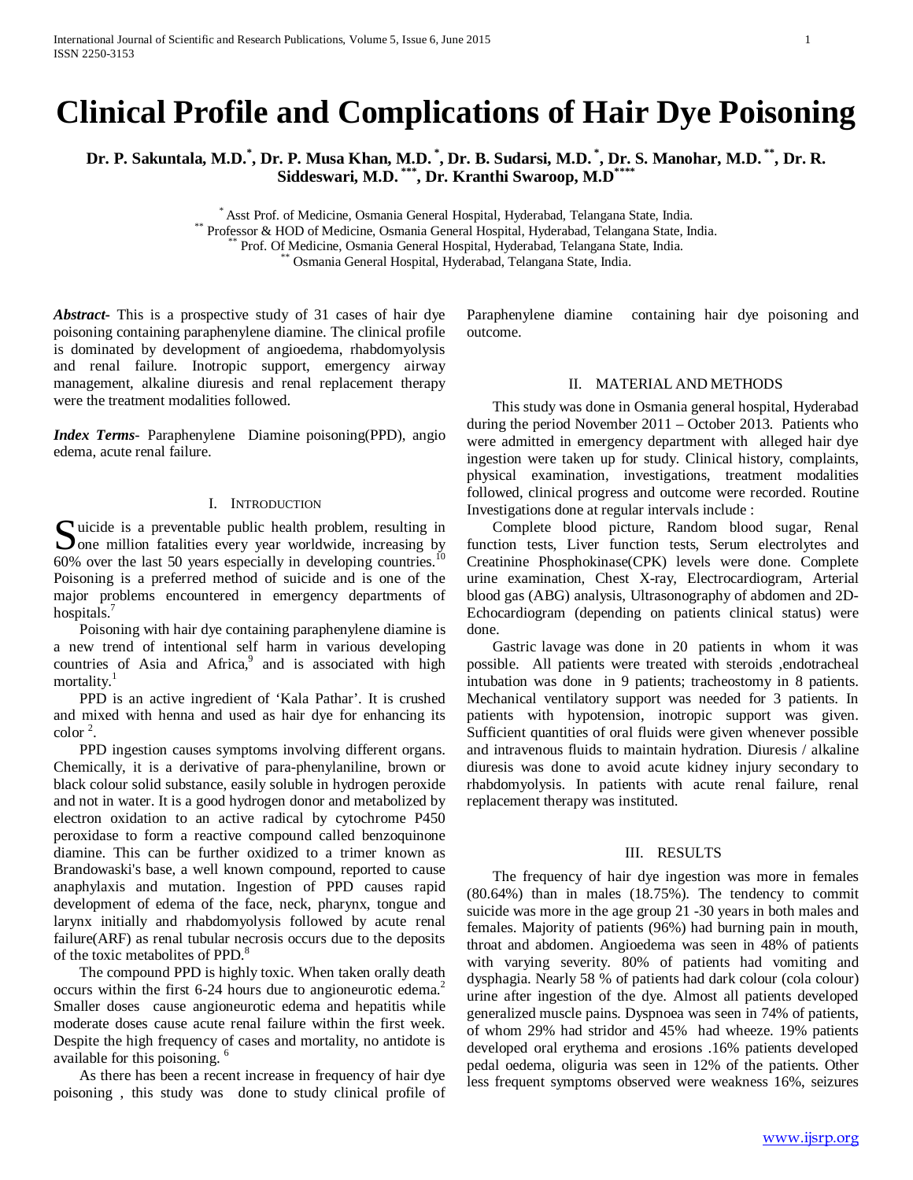# Clinical Profile and Complications of Hair Dye Poisoning

**Dr. P. Sakuntala, M.D.[*], Dr. P. Musa Khan, M.D. [*], Dr. B. Sudarsi, M.D. [*], Dr. S. Manohar, M.D. [**], Dr. R. Siddeswari, M.D. [***], Dr. Kranthi Swaroop, M.D[****]**

[*] Asst Prof. of Medicine, Osmania General Hospital, Hyderabad, Telangana State, India.
[**] Professor & HOD of Medicine, Osmania General Hospital, Hyderabad, Telangana State, India.
[**] Prof. Of Medicine, Osmania General Hospital, Hyderabad, Telangana State, India.
[**] Osmania General Hospital, Hyderabad, Telangana State, India.

***Abstract-*** This is a prospective study of 31 cases of hair dye poisoning containing paraphenylene diamine. The clinical profile is dominated by development of angioedema, rhabdomyolysis and renal failure. Inotropic support, emergency airway management, alkaline diuresis and renal replacement therapy were the treatment modalities followed.

***Index Terms-*** Paraphenylene Diamine poisoning(PPD), angio edema, acute renal failure.

## I. Introduction

Suicide is a preventable public health problem, resulting in one million fatalities every year worldwide, increasing by 60% over the last 50 years especially in developing countries.[10] Poisoning is a preferred method of suicide and is one of the major problems encountered in emergency departments of hospitals.[7]

Poisoning with hair dye containing paraphenylene diamine is a new trend of intentional self harm in various developing countries of Asia and Africa,[9] and is associated with high mortality.[1]

PPD is an active ingredient of 'Kala Pathar'. It is crushed and mixed with henna and used as hair dye for enhancing its color [2].

PPD ingestion causes symptoms involving different organs. Chemically, it is a derivative of para-phenylaniline, brown or black colour solid substance, easily soluble in hydrogen peroxide and not in water. It is a good hydrogen donor and metabolized by electron oxidation to an active radical by cytochrome P450 peroxidase to form a reactive compound called benzoquinone diamine. This can be further oxidized to a trimer known as Brandowaski's base, a well known compound, reported to cause anaphylaxis and mutation. Ingestion of PPD causes rapid development of edema of the face, neck, pharynx, tongue and larynx initially and rhabdomyolysis followed by acute renal failure(ARF) as renal tubular necrosis occurs due to the deposits of the toxic metabolites of PPD.[8]

The compound PPD is highly toxic. When taken orally death occurs within the first 6-24 hours due to angioneurotic edema.[2] Smaller doses cause angioneurotic edema and hepatitis while moderate doses cause acute renal failure within the first week. Despite the high frequency of cases and mortality, no antidote is available for this poisoning. [6]

As there has been a recent increase in frequency of hair dye poisoning , this study was done to study clinical profile of Paraphenylene diamine containing hair dye poisoning and outcome.

## II. Material and Methods

This study was done in Osmania general hospital, Hyderabad during the period November 2011 – October 2013. Patients who were admitted in emergency department with alleged hair dye ingestion were taken up for study. Clinical history, complaints, physical examination, investigations, treatment modalities followed, clinical progress and outcome were recorded. Routine Investigations done at regular intervals include :

Complete blood picture, Random blood sugar, Renal function tests, Liver function tests, Serum electrolytes and Creatinine Phosphokinase(CPK) levels were done. Complete urine examination, Chest X-ray, Electrocardiogram, Arterial blood gas (ABG) analysis, Ultrasonography of abdomen and 2D-Echocardiogram (depending on patients clinical status) were done.

Gastric lavage was done in 20 patients in whom it was possible. All patients were treated with steroids ,endotracheal intubation was done in 9 patients; tracheostomy in 8 patients. Mechanical ventilatory support was needed for 3 patients. In patients with hypotension, inotropic support was given. Sufficient quantities of oral fluids were given whenever possible and intravenous fluids to maintain hydration. Diuresis / alkaline diuresis was done to avoid acute kidney injury secondary to rhabdomyolysis. In patients with acute renal failure, renal replacement therapy was instituted.

## III. Results

The frequency of hair dye ingestion was more in females (80.64%) than in males (18.75%). The tendency to commit suicide was more in the age group 21 -30 years in both males and females. Majority of patients (96%) had burning pain in mouth, throat and abdomen. Angioedema was seen in 48% of patients with varying severity. 80% of patients had vomiting and dysphagia. Nearly 58 % of patients had dark colour (cola colour) urine after ingestion of the dye. Almost all patients developed generalized muscle pains. Dyspnoea was seen in 74% of patients, of whom 29% had stridor and 45% had wheeze. 19% patients developed oral erythema and erosions .16% patients developed pedal oedema, oliguria was seen in 12% of the patients. Other less frequent symptoms observed were weakness 16%, seizures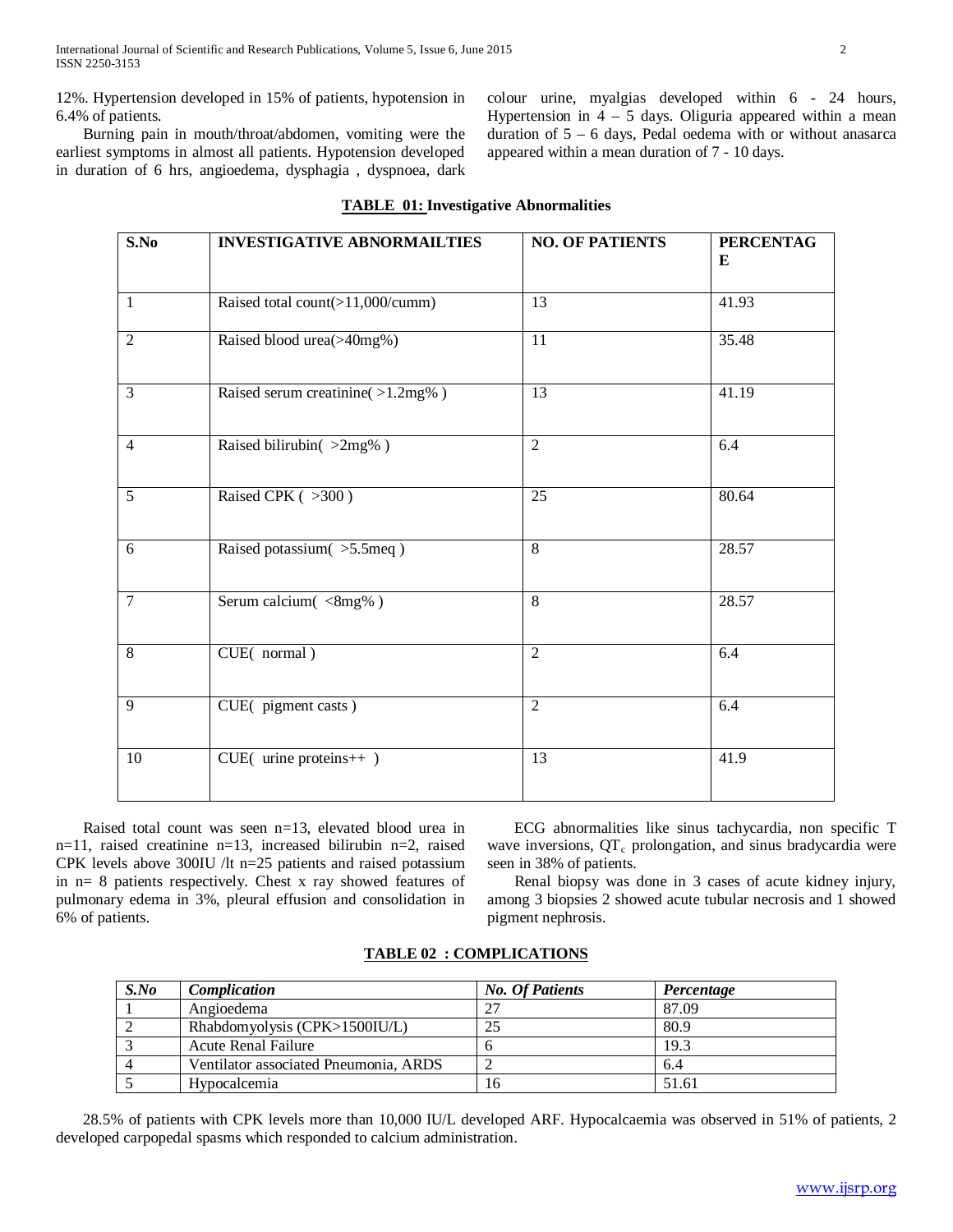12%. Hypertension developed in 15% of patients, hypotension in 6.4% of patients.

Burning pain in mouth/throat/abdomen, vomiting were the earliest symptoms in almost all patients. Hypotension developed in duration of 6 hrs, angioedema, dysphagia , dyspnoea, dark colour urine, myalgias developed within 6 - 24 hours, Hypertension in 4 – 5 days. Oliguria appeared within a mean duration of 5 – 6 days, Pedal oedema with or without anasarca appeared within a mean duration of 7 - 10 days.

**TABLE 01: Investigative Abnormalities**

| S.No | INVESTIGATIVE ABNORMAILTIES | NO. OF PATIENTS | PERCENTAGE |
|---|---|---|---|
| 1 | Raised total count(>11,000/cumm) | 13 | 41.93 |
| 2 | Raised blood urea(>40mg%) | 11 | 35.48 |
| 3 | Raised serum creatinine( >1.2mg% ) | 13 | 41.19 |
| 4 | Raised bilirubin( >2mg% ) | 2 | 6.4 |
| 5 | Raised CPK ( >300 ) | 25 | 80.64 |
| 6 | Raised potassium( >5.5meq ) | 8 | 28.57 |
| 7 | Serum calcium( <8mg% ) | 8 | 28.57 |
| 8 | CUE( normal ) | 2 | 6.4 |
| 9 | CUE( pigment casts ) | 2 | 6.4 |
| 10 | CUE( urine proteins++ ) | 13 | 41.9 |

Raised total count was seen n=13, elevated blood urea in n=11, raised creatinine n=13, increased bilirubin n=2, raised CPK levels above 300IU /lt n=25 patients and raised potassium in n= 8 patients respectively. Chest x ray showed features of pulmonary edema in 3%, pleural effusion and consolidation in 6% of patients.

ECG abnormalities like sinus tachycardia, non specific T wave inversions, $QT_c$ prolongation, and sinus bradycardia were seen in 38% of patients.

Renal biopsy was done in 3 cases of acute kidney injury, among 3 biopsies 2 showed acute tubular necrosis and 1 showed pigment nephrosis.

**TABLE 02 : COMPLICATIONS**

| *S.No* | *Complication* | *No. Of Patients* | *Percentage* |
|---|---|---|---|
| 1 | Angioedema | 27 | 87.09 |
| 2 | Rhabdomyolysis (CPK>1500IU/L) | 25 | 80.9 |
| 3 | Acute Renal Failure | 6 | 19.3 |
| 4 | Ventilator associated Pneumonia, ARDS | 2 | 6.4 |
| 5 | Hypocalcemia | 16 | 51.61 |

28.5% of patients with CPK levels more than 10,000 IU/L developed ARF. Hypocalcaemia was observed in 51% of patients, 2 developed carpopedal spasms which responded to calcium administration.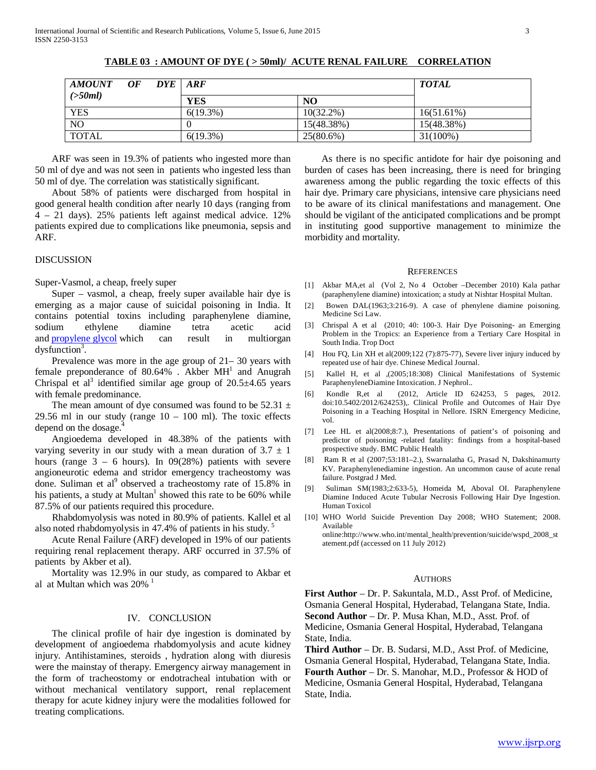**TABLE 03 : AMOUNT OF DYE ( > 50ml)/ ACUTE RENAL FAILURE CORRELATION**

| *AMOUNT OF DYE (>50ml)* | *ARF* | | *TOTAL* |
|---|---|---|---|
| | **YES** | **NO** | |
| YES | 6(19.3%) | 10(32.2%) | 16(51.61%) |
| NO | 0 | 15(48.38%) | 15(48.38%) |
| TOTAL | 6(19.3%) | 25(80.6%) | 31(100%) |

ARF was seen in 19.3% of patients who ingested more than 50 ml of dye and was not seen in patients who ingested less than 50 ml of dye. The correlation was statistically significant.

About 58% of patients were discharged from hospital in good general health condition after nearly 10 days (ranging from 4 – 21 days). 25% patients left against medical advice. 12% patients expired due to complications like pneumonia, sepsis and ARF.

DISCUSSION

Super-Vasmol, a cheap, freely super

Super – vasmol, a cheap, freely super available hair dye is emerging as a major cause of suicidal poisoning in India. It contains potential toxins including paraphenylene diamine, sodium ethylene diamine tetra acetic acid and propylene glycol which can result in multiorgan dysfunction[3].

Prevalence was more in the age group of 21– 30 years with female preponderance of 80.64% . Akber MH[1] and Anugrah Chrispal et al[3] identified similar age group of 20.5±4.65 years with female predominance.

The mean amount of dye consumed was found to be 52.31 ± 29.56 ml in our study (range 10 – 100 ml). The toxic effects depend on the dosage.[4]

Angioedema developed in 48.38% of the patients with varying severity in our study with a mean duration of 3.7 ± 1 hours (range 3 – 6 hours). In 09(28%) patients with severe angioneurotic edema and stridor emergency tracheostomy was done. Suliman et al[9] observed a tracheostomy rate of 15.8% in his patients, a study at Multan[1] showed this rate to be 60% while 87.5% of our patients required this procedure.

Rhabdomyolysis was noted in 80.9% of patients. Kallel et al also noted rhabdomyolysis in 47.4% of patients in his study. [5]

Acute Renal Failure (ARF) developed in 19% of our patients requiring renal replacement therapy. ARF occurred in 37.5% of patients by Akber et al).

Mortality was 12.9% in our study, as compared to Akbar et al at Multan which was 20% [1]

## IV. CONCLUSION

The clinical profile of hair dye ingestion is dominated by development of angioedema rhabdomyolysis and acute kidney injury. Antihistamines, steroids , hydration along with diuresis were the mainstay of therapy. Emergency airway management in the form of tracheostomy or endotracheal intubation with or without mechanical ventilatory support, renal replacement therapy for acute kidney injury were the modalities followed for treating complications.

As there is no specific antidote for hair dye poisoning and burden of cases has been increasing, there is need for bringing awareness among the public regarding the toxic effects of this hair dye. Primary care physicians, intensive care physicians need to be aware of its clinical manifestations and management. One should be vigilant of the anticipated complications and be prompt in instituting good supportive management to minimize the morbidity and mortality.

## REFERENCES

[1] Akbar MA,et al (Vol 2, No 4 October –December 2010) Kala pathar (paraphenylene diamine) intoxication; a study at Nishtar Hospital Multan.

[2] Bowen DAL(1963;3:216-9). A case of phenylene diamine poisoning. Medicine Sci Law.

[3] Chrispal A et al (2010; 40: 100-3. Hair Dye Poisoning- an Emerging Problem in the Tropics: an Experience from a Tertiary Care Hospital in South India. Trop Doct

[4] Hou FQ, Lin XH et al(2009;122 (7):875-77), Severe liver injury induced by repeated use of hair dye. Chinese Medical Journal.

[5] Kallel H, et al ,(2005;18:308) Clinical Manifestations of Systemic ParaphenyleneDiamine Intoxication. J Nephrol..

[6] Kondle R,et al (2012, Article ID 624253, 5 pages, 2012. doi:10.5402/2012/624253),. Clinical Profile and Outcomes of Hair Dye Poisoning in a Teaching Hospital in Nellore. ISRN Emergency Medicine, vol.

[7] Lee HL et al(2008;8:7.), Presentations of patient's of poisoning and predictor of poisoning -related fatality: findings from a hospital-based prospective study. BMC Public Health

[8] Ram R et al (2007;53:181–2.), Swarnalatha G, Prasad N, Dakshinamurty KV. Paraphenylenediamine ingestion. An uncommon cause of acute renal failure. Postgrad J Med.

[9] Suliman SM(1983;2:633-5), Homeida M, Aboval OI. Paraphenylene Diamine Induced Acute Tubular Necrosis Following Hair Dye Ingestion. Human Toxicol

[10] WHO World Suicide Prevention Day 2008; WHO Statement; 2008. Available online:http://www.who.int/mental_health/prevention/suicide/wspd_2008_statement.pdf (accessed on 11 July 2012)

## AUTHORS

**First Author** – Dr. P. Sakuntala, M.D., Asst Prof. of Medicine, Osmania General Hospital, Hyderabad, Telangana State, India.

**Second Author** – Dr. P. Musa Khan, M.D., Asst. Prof. of Medicine, Osmania General Hospital, Hyderabad, Telangana State, India.

**Third Author** – Dr. B. Sudarsi, M.D., Asst Prof. of Medicine, Osmania General Hospital, Hyderabad, Telangana State, India.

**Fourth Author** – Dr. S. Manohar, M.D., Professor & HOD of Medicine, Osmania General Hospital, Hyderabad, Telangana State, India.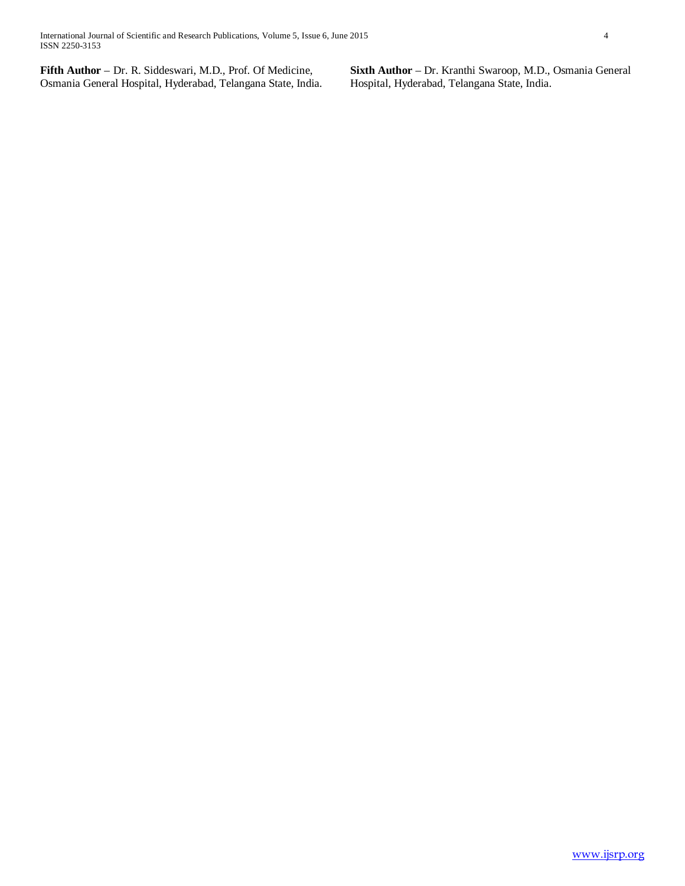**Fifth Author** – Dr. R. Siddeswari, M.D., Prof. Of Medicine, Osmania General Hospital, Hyderabad, Telangana State, India.

**Sixth Author** – Dr. Kranthi Swaroop, M.D., Osmania General Hospital, Hyderabad, Telangana State, India.